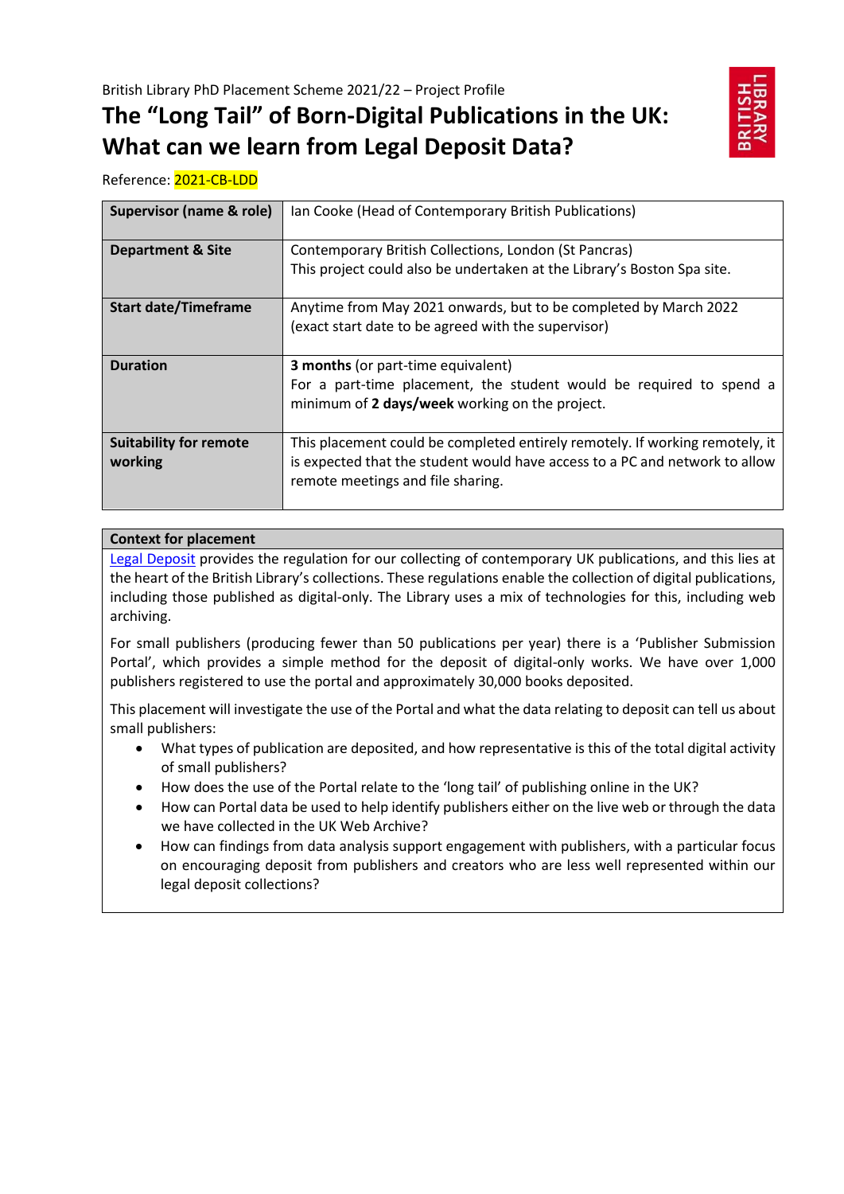British Library PhD Placement Scheme 2021/22 – Project Profile

# The "Long Tail" of Born-Digital Publications in the UK: What can we learn from Legal Deposit Data?

Reference: 2021-CB-LDD

| | |
|---|---|
| **Supervisor (name & role)** | Ian Cooke (Head of Contemporary British Publications) |
| **Department & Site** | Contemporary British Collections, London (St Pancras)<br>This project could also be undertaken at the Library's Boston Spa site. |
| **Start date/Timeframe** | Anytime from May 2021 onwards, but to be completed by March 2022 (exact start date to be agreed with the supervisor) |
| **Duration** | **3 months** (or part-time equivalent)<br>For a part-time placement, the student would be required to spend a minimum of **2 days/week** working on the project. |
| **Suitability for remote working** | This placement could be completed entirely remotely. If working remotely, it is expected that the student would have access to a PC and network to allow remote meetings and file sharing. |

**Context for placement**

Legal Deposit provides the regulation for our collecting of contemporary UK publications, and this lies at the heart of the British Library's collections. These regulations enable the collection of digital publications, including those published as digital-only. The Library uses a mix of technologies for this, including web archiving.

For small publishers (producing fewer than 50 publications per year) there is a 'Publisher Submission Portal', which provides a simple method for the deposit of digital-only works. We have over 1,000 publishers registered to use the portal and approximately 30,000 books deposited.

This placement will investigate the use of the Portal and what the data relating to deposit can tell us about small publishers:

- What types of publication are deposited, and how representative is this of the total digital activity of small publishers?
- How does the use of the Portal relate to the 'long tail' of publishing online in the UK?
- How can Portal data be used to help identify publishers either on the live web or through the data we have collected in the UK Web Archive?
- How can findings from data analysis support engagement with publishers, with a particular focus on encouraging deposit from publishers and creators who are less well represented within our legal deposit collections?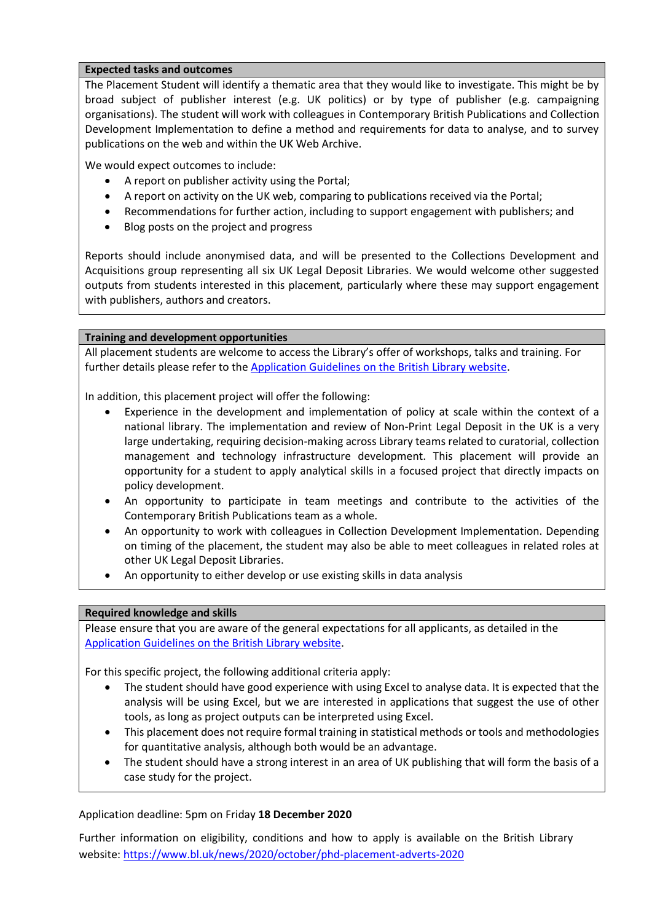**Expected tasks and outcomes**

The Placement Student will identify a thematic area that they would like to investigate. This might be by broad subject of publisher interest (e.g. UK politics) or by type of publisher (e.g. campaigning organisations). The student will work with colleagues in Contemporary British Publications and Collection Development Implementation to define a method and requirements for data to analyse, and to survey publications on the web and within the UK Web Archive.

We would expect outcomes to include:

- A report on publisher activity using the Portal;
- A report on activity on the UK web, comparing to publications received via the Portal;
- Recommendations for further action, including to support engagement with publishers; and
- Blog posts on the project and progress

Reports should include anonymised data, and will be presented to the Collections Development and Acquisitions group representing all six UK Legal Deposit Libraries. We would welcome other suggested outputs from students interested in this placement, particularly where these may support engagement with publishers, authors and creators.

**Training and development opportunities**

All placement students are welcome to access the Library's offer of workshops, talks and training. For further details please refer to the Application Guidelines on the British Library website.

In addition, this placement project will offer the following:

- Experience in the development and implementation of policy at scale within the context of a national library. The implementation and review of Non-Print Legal Deposit in the UK is a very large undertaking, requiring decision-making across Library teams related to curatorial, collection management and technology infrastructure development. This placement will provide an opportunity for a student to apply analytical skills in a focused project that directly impacts on policy development.
- An opportunity to participate in team meetings and contribute to the activities of the Contemporary British Publications team as a whole.
- An opportunity to work with colleagues in Collection Development Implementation. Depending on timing of the placement, the student may also be able to meet colleagues in related roles at other UK Legal Deposit Libraries.
- An opportunity to either develop or use existing skills in data analysis

**Required knowledge and skills**

Please ensure that you are aware of the general expectations for all applicants, as detailed in the Application Guidelines on the British Library website.

For this specific project, the following additional criteria apply:

- The student should have good experience with using Excel to analyse data. It is expected that the analysis will be using Excel, but we are interested in applications that suggest the use of other tools, as long as project outputs can be interpreted using Excel.
- This placement does not require formal training in statistical methods or tools and methodologies for quantitative analysis, although both would be an advantage.
- The student should have a strong interest in an area of UK publishing that will form the basis of a case study for the project.

Application deadline: 5pm on Friday **18 December 2020**

Further information on eligibility, conditions and how to apply is available on the British Library website: https://www.bl.uk/news/2020/october/phd-placement-adverts-2020